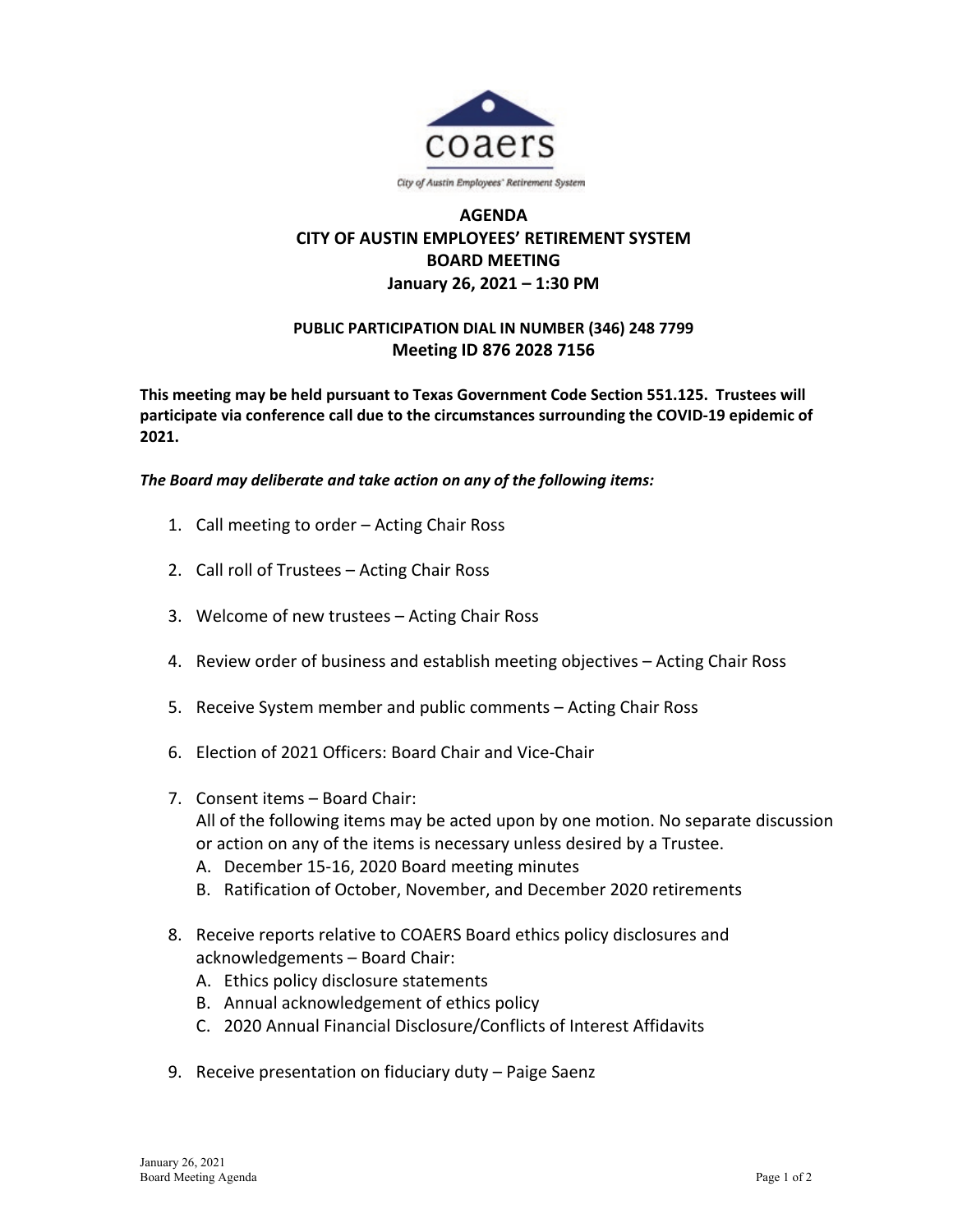coaers

City of Austin Employees' Retirement System

# AGENDA
# CITY OF AUSTIN EMPLOYEES' RETIREMENT SYSTEM
# BOARD MEETING
# January 26, 2021 – 1:30 PM

**PUBLIC PARTICIPATION DIAL IN NUMBER (346) 248 7799**
**Meeting ID 876 2028 7156**

**This meeting may be held pursuant to Texas Government Code Section 551.125. Trustees will participate via conference call due to the circumstances surrounding the COVID-19 epidemic of 2021.**

***The Board may deliberate and take action on any of the following items:***

1. Call meeting to order – Acting Chair Ross

2. Call roll of Trustees – Acting Chair Ross

3. Welcome of new trustees – Acting Chair Ross

4. Review order of business and establish meeting objectives – Acting Chair Ross

5. Receive System member and public comments – Acting Chair Ross

6. Election of 2021 Officers: Board Chair and Vice-Chair

7. Consent items – Board Chair:
   All of the following items may be acted upon by one motion. No separate discussion or action on any of the items is necessary unless desired by a Trustee.
   A. December 15-16, 2020 Board meeting minutes
   B. Ratification of October, November, and December 2020 retirements

8. Receive reports relative to COAERS Board ethics policy disclosures and acknowledgements – Board Chair:
   A. Ethics policy disclosure statements
   B. Annual acknowledgement of ethics policy
   C. 2020 Annual Financial Disclosure/Conflicts of Interest Affidavits

9. Receive presentation on fiduciary duty – Paige Saenz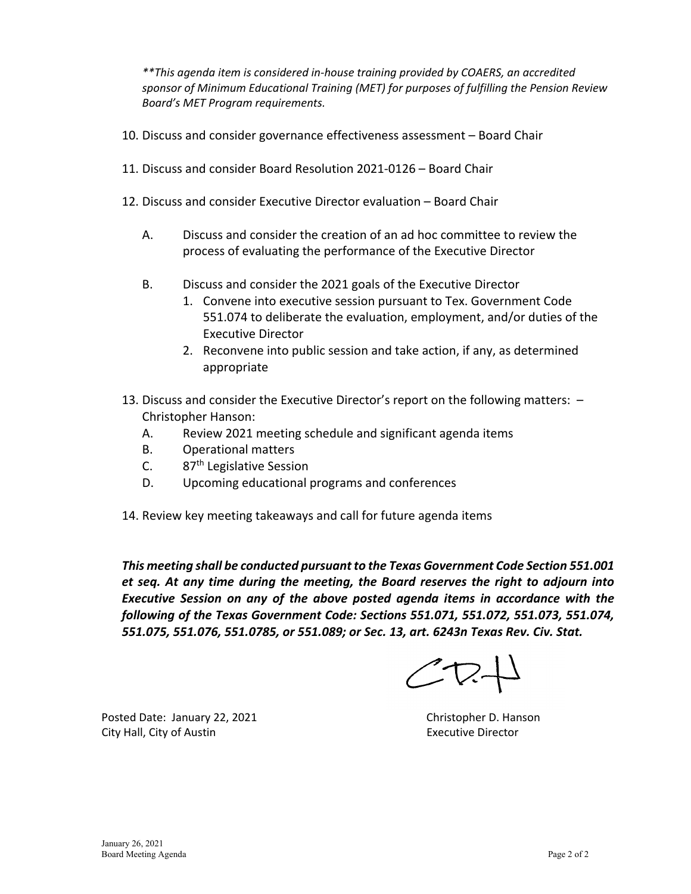*\*\*This agenda item is considered in-house training provided by COAERS, an accredited sponsor of Minimum Educational Training (MET) for purposes of fulfilling the Pension Review Board's MET Program requirements.*

10. Discuss and consider governance effectiveness assessment – Board Chair

11. Discuss and consider Board Resolution 2021-0126 – Board Chair

12. Discuss and consider Executive Director evaluation – Board Chair

    A. Discuss and consider the creation of an ad hoc committee to review the process of evaluating the performance of the Executive Director

    B. Discuss and consider the 2021 goals of the Executive Director
       1. Convene into executive session pursuant to Tex. Government Code 551.074 to deliberate the evaluation, employment, and/or duties of the Executive Director
       2. Reconvene into public session and take action, if any, as determined appropriate

13. Discuss and consider the Executive Director's report on the following matters: – Christopher Hanson:
    A. Review 2021 meeting schedule and significant agenda items
    B. Operational matters
    C. 87th Legislative Session
    D. Upcoming educational programs and conferences

14. Review key meeting takeaways and call for future agenda items

***This meeting shall be conducted pursuant to the Texas Government Code Section 551.001 et seq. At any time during the meeting, the Board reserves the right to adjourn into Executive Session on any of the above posted agenda items in accordance with the following of the Texas Government Code: Sections 551.071, 551.072, 551.073, 551.074, 551.075, 551.076, 551.0785, or 551.089; or Sec. 13, art. 6243n Texas Rev. Civ. Stat.***

Posted Date: January 22, 2021
City Hall, City of Austin

Christopher D. Hanson
Executive Director